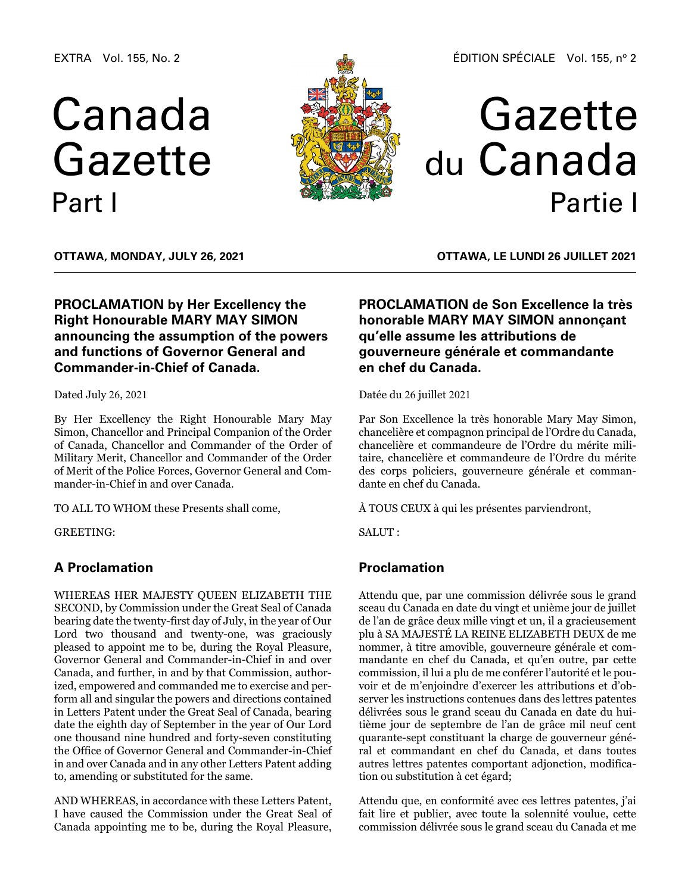EXTRA Vol. 155, No. 2

# Canada Gazette Part I

ÉDITION SPÉCIALE Vol. 155, nº 2

# Gazette du Canada Partie I

**OTTAWA, MONDAY, JULY 26, 2021**

**OTTAWA, LE LUNDI 26 JUILLET 2021**

## PROCLAMATION by Her Excellency the Right Honourable MARY MAY SIMON announcing the assumption of the powers and functions of Governor General and Commander-in-Chief of Canada.

Dated July 26, 2021

By Her Excellency the Right Honourable Mary May Simon, Chancellor and Principal Companion of the Order of Canada, Chancellor and Commander of the Order of Military Merit, Chancellor and Commander of the Order of Merit of the Police Forces, Governor General and Commander-in-Chief in and over Canada.

TO ALL TO WHOM these Presents shall come,

GREETING:

### A Proclamation

WHEREAS HER MAJESTY QUEEN ELIZABETH THE SECOND, by Commission under the Great Seal of Canada bearing date the twenty-first day of July, in the year of Our Lord two thousand and twenty-one, was graciously pleased to appoint me to be, during the Royal Pleasure, Governor General and Commander-in-Chief in and over Canada, and further, in and by that Commission, authorized, empowered and commanded me to exercise and perform all and singular the powers and directions contained in Letters Patent under the Great Seal of Canada, bearing date the eighth day of September in the year of Our Lord one thousand nine hundred and forty-seven constituting the Office of Governor General and Commander-in-Chief in and over Canada and in any other Letters Patent adding to, amending or substituted for the same.

AND WHEREAS, in accordance with these Letters Patent, I have caused the Commission under the Great Seal of Canada appointing me to be, during the Royal Pleasure,

## PROCLAMATION de Son Excellence la très honorable MARY MAY SIMON annonçant qu'elle assume les attributions de gouverneure générale et commandante en chef du Canada.

Datée du 26 juillet 2021

Par Son Excellence la très honorable Mary May Simon, chancelière et compagnon principal de l'Ordre du Canada, chancelière et commandeure de l'Ordre du mérite militaire, chancelière et commandeure de l'Ordre du mérite des corps policiers, gouverneure générale et commandante en chef du Canada.

À TOUS CEUX à qui les présentes parviendront,

SALUT :

### Proclamation

Attendu que, par une commission délivrée sous le grand sceau du Canada en date du vingt et unième jour de juillet de l'an de grâce deux mille vingt et un, il a gracieusement plu à SA MAJESTÉ LA REINE ELIZABETH DEUX de me nommer, à titre amovible, gouverneure générale et commandante en chef du Canada, et qu'en outre, par cette commission, il lui a plu de me conférer l'autorité et le pouvoir et de m'enjoindre d'exercer les attributions et d'observer les instructions contenues dans des lettres patentes délivrées sous le grand sceau du Canada en date du huitième jour de septembre de l'an de grâce mil neuf cent quarante-sept constituant la charge de gouverneur général et commandant en chef du Canada, et dans toutes autres lettres patentes comportant adjonction, modification ou substitution à cet égard;

Attendu que, en conformité avec ces lettres patentes, j'ai fait lire et publier, avec toute la solennité voulue, cette commission délivrée sous le grand sceau du Canada et me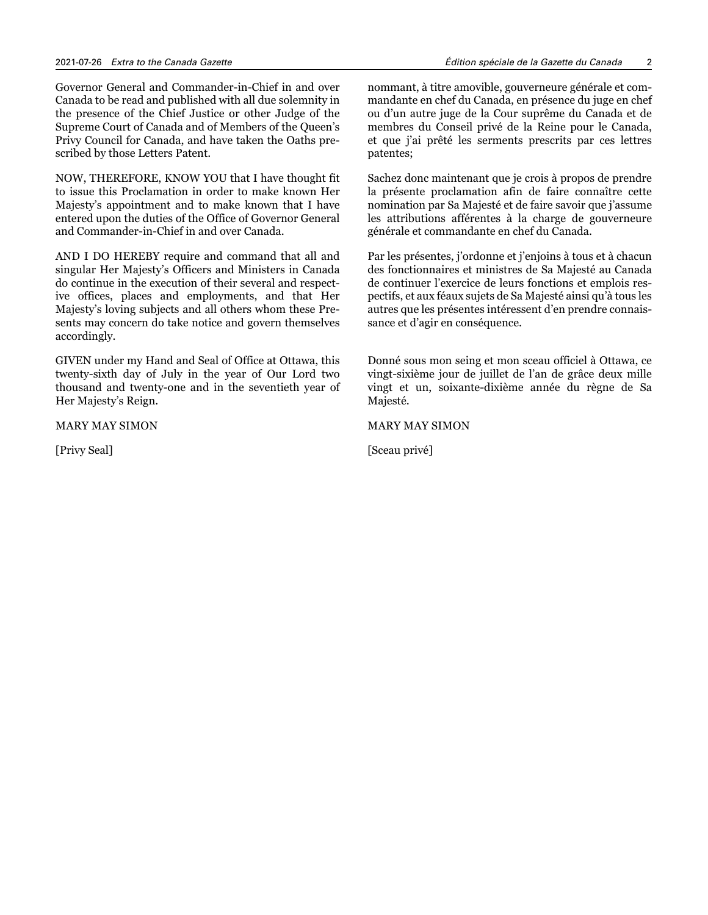Governor General and Commander-in-Chief in and over Canada to be read and published with all due solemnity in the presence of the Chief Justice or other Judge of the Supreme Court of Canada and of Members of the Queen's Privy Council for Canada, and have taken the Oaths prescribed by those Letters Patent.

NOW, THEREFORE, KNOW YOU that I have thought fit to issue this Proclamation in order to make known Her Majesty's appointment and to make known that I have entered upon the duties of the Office of Governor General and Commander-in-Chief in and over Canada.

AND I DO HEREBY require and command that all and singular Her Majesty's Officers and Ministers in Canada do continue in the execution of their several and respective offices, places and employments, and that Her Majesty's loving subjects and all others whom these Presents may concern do take notice and govern themselves accordingly.

GIVEN under my Hand and Seal of Office at Ottawa, this twenty-sixth day of July in the year of Our Lord two thousand and twenty-one and in the seventieth year of Her Majesty's Reign.

MARY MAY SIMON

[Privy Seal]

nommant, à titre amovible, gouverneure générale et commandante en chef du Canada, en présence du juge en chef ou d'un autre juge de la Cour suprême du Canada et de membres du Conseil privé de la Reine pour le Canada, et que j'ai prêté les serments prescrits par ces lettres patentes;

Sachez donc maintenant que je crois à propos de prendre la présente proclamation afin de faire connaître cette nomination par Sa Majesté et de faire savoir que j'assume les attributions afférentes à la charge de gouverneure générale et commandante en chef du Canada.

Par les présentes, j'ordonne et j'enjoins à tous et à chacun des fonctionnaires et ministres de Sa Majesté au Canada de continuer l'exercice de leurs fonctions et emplois respectifs, et aux féaux sujets de Sa Majesté ainsi qu'à tous les autres que les présentes intéressent d'en prendre connaissance et d'agir en conséquence.

Donné sous mon seing et mon sceau officiel à Ottawa, ce vingt-sixième jour de juillet de l'an de grâce deux mille vingt et un, soixante-dixième année du règne de Sa Majesté.

MARY MAY SIMON

[Sceau privé]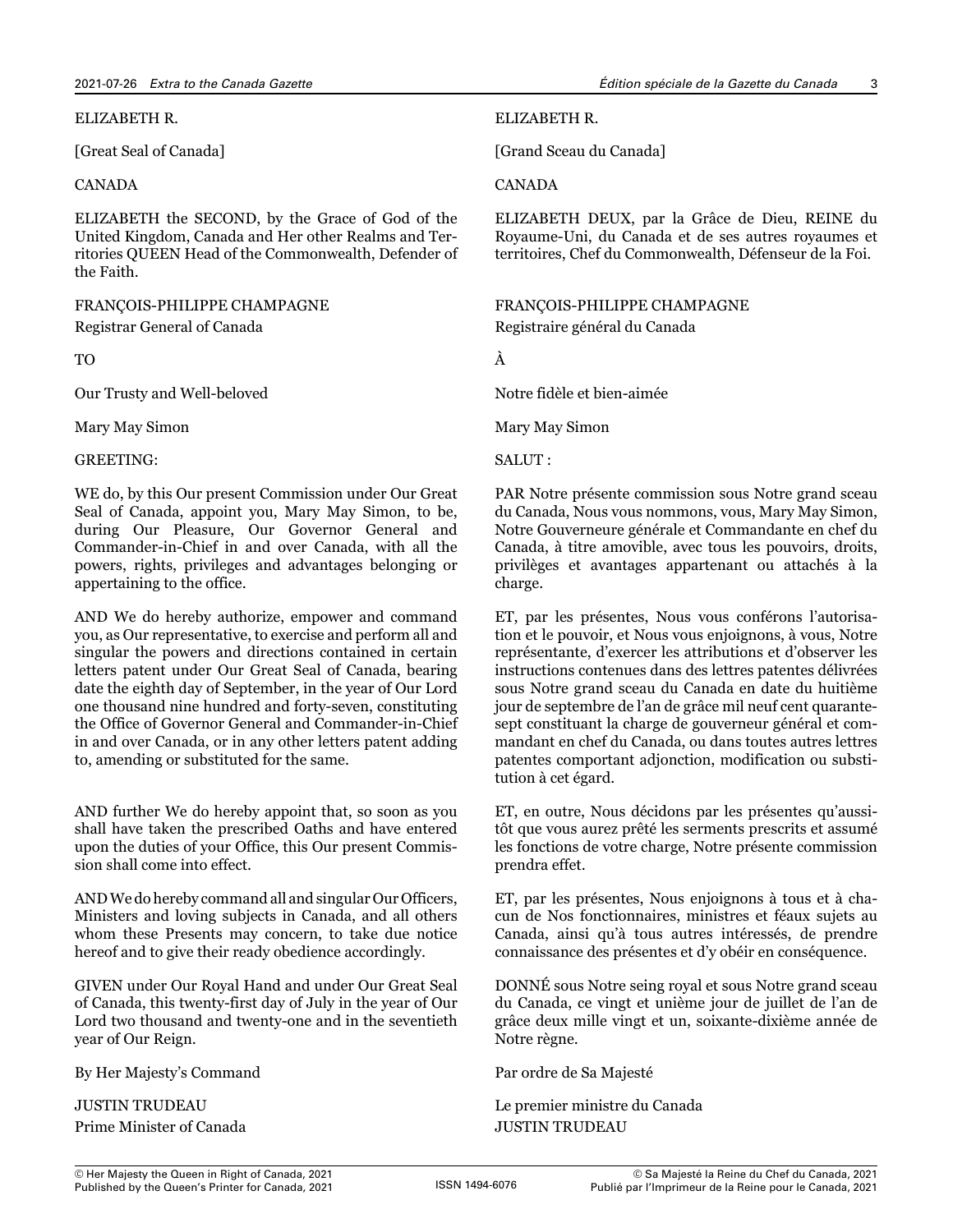ELIZABETH R.

[Great Seal of Canada]

CANADA

ELIZABETH the SECOND, by the Grace of God of the United Kingdom, Canada and Her other Realms and Territories QUEEN Head of the Commonwealth, Defender of the Faith.

FRANÇOIS-PHILIPPE CHAMPAGNE
Registrar General of Canada

TO

Our Trusty and Well-beloved

Mary May Simon

GREETING:

WE do, by this Our present Commission under Our Great Seal of Canada, appoint you, Mary May Simon, to be, during Our Pleasure, Our Governor General and Commander-in-Chief in and over Canada, with all the powers, rights, privileges and advantages belonging or appertaining to the office.

AND We do hereby authorize, empower and command you, as Our representative, to exercise and perform all and singular the powers and directions contained in certain letters patent under Our Great Seal of Canada, bearing date the eighth day of September, in the year of Our Lord one thousand nine hundred and forty-seven, constituting the Office of Governor General and Commander-in-Chief in and over Canada, or in any other letters patent adding to, amending or substituted for the same.

AND further We do hereby appoint that, so soon as you shall have taken the prescribed Oaths and have entered upon the duties of your Office, this Our present Commission shall come into effect.

AND We do hereby command all and singular Our Officers, Ministers and loving subjects in Canada, and all others whom these Presents may concern, to take due notice hereof and to give their ready obedience accordingly.

GIVEN under Our Royal Hand and under Our Great Seal of Canada, this twenty-first day of July in the year of Our Lord two thousand and twenty-one and in the seventieth year of Our Reign.

By Her Majesty's Command

JUSTIN TRUDEAU
Prime Minister of Canada

ELIZABETH R.

[Grand Sceau du Canada]

CANADA

ELIZABETH DEUX, par la Grâce de Dieu, REINE du Royaume-Uni, du Canada et de ses autres royaumes et territoires, Chef du Commonwealth, Défenseur de la Foi.

FRANÇOIS-PHILIPPE CHAMPAGNE
Registraire général du Canada

À

Notre fidèle et bien-aimée

Mary May Simon

SALUT :

PAR Notre présente commission sous Notre grand sceau du Canada, Nous vous nommons, vous, Mary May Simon, Notre Gouverneure générale et Commandante en chef du Canada, à titre amovible, avec tous les pouvoirs, droits, privilèges et avantages appartenant ou attachés à la charge.

ET, par les présentes, Nous vous conférons l'autorisation et le pouvoir, et Nous vous enjoignons, à vous, Notre représentante, d'exercer les attributions et d'observer les instructions contenues dans des lettres patentes délivrées sous Notre grand sceau du Canada en date du huitième jour de septembre de l'an de grâce mil neuf cent quarante-sept constituant la charge de gouverneur général et commandant en chef du Canada, ou dans toutes autres lettres patentes comportant adjonction, modification ou substitution à cet égard.

ET, en outre, Nous décidons par les présentes qu'aussitôt que vous aurez prêté les serments prescrits et assumé les fonctions de votre charge, Notre présente commission prendra effet.

ET, par les présentes, Nous enjoignons à tous et à chacun de Nos fonctionnaires, ministres et féaux sujets au Canada, ainsi qu'à tous autres intéressés, de prendre connaissance des présentes et d'y obéir en conséquence.

DONNÉ sous Notre seing royal et sous Notre grand sceau du Canada, ce vingt et unième jour de juillet de l'an de grâce deux mille vingt et un, soixante-dixième année de Notre règne.

Par ordre de Sa Majesté

Le premier ministre du Canada
JUSTIN TRUDEAU

© Her Majesty the Queen in Right of Canada, 2021
Published by the Queen's Printer for Canada, 2021

ISSN 1494-6076

© Sa Majesté la Reine du Chef du Canada, 2021
Publié par l'Imprimeur de la Reine pour le Canada, 2021